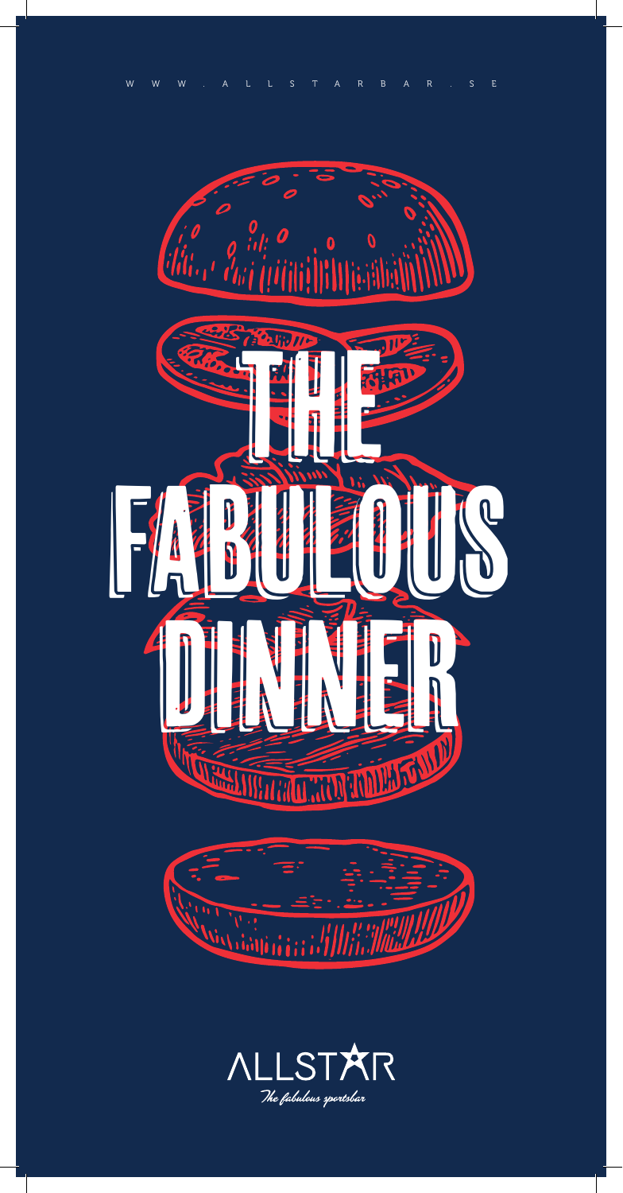WWW.ALLSTARBAR.SE

# THE FABULOUS DINNER

ALLSTAR

*The fabulous sportsbar*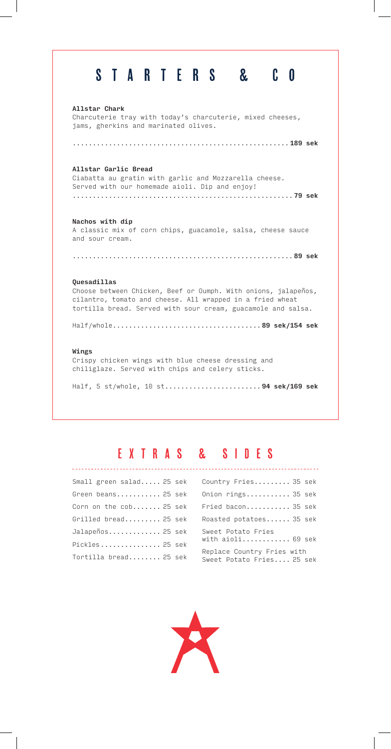# STARTERS & CO

**Allstar Chark**
Charcuterie tray with today's charcuterie, mixed cheeses, jams, gherkins and marinated olives.

.................................................... **189 sek**

**Allstar Garlic Bread**
Ciabatta au gratin with garlic and Mozzarella cheese. Served with our homemade aioli. Dip and enjoy!
.................................................... **79 sek**

**Nachos with dip**
A classic mix of corn chips, guacamole, salsa, cheese sauce and sour cream.

.................................................... **89 sek**

**Quesadillas**
Choose between Chicken, Beef or Oumph. With onions, jalapeños, cilantro, tomato and cheese. All wrapped in a fried wheat tortilla bread. Served with sour cream, guacamole and salsa.

Half/whole.................................... **89 sek/154 sek**

**Wings**
Crispy chicken wings with blue cheese dressing and chiliglaze. Served with chips and celery sticks.

Half, 5 st/whole, 10 st........................ **94 sek/169 sek**

# EXTRAS & SIDES

Small green salad..... 25 sek
Green beans........... 25 sek
Corn on the cob....... 25 sek
Grilled bread......... 25 sek
Jalapeños............. 25 sek
Pickles............... 25 sek
Tortilla bread........ 25 sek

Country Fries......... 35 sek
Onion rings........... 35 sek
Fried bacon........... 35 sek
Roasted potatoes...... 35 sek
Sweet Potato Fries with aioli........... 69 sek
Replace Country Fries with Sweet Potato Fries.... 25 sek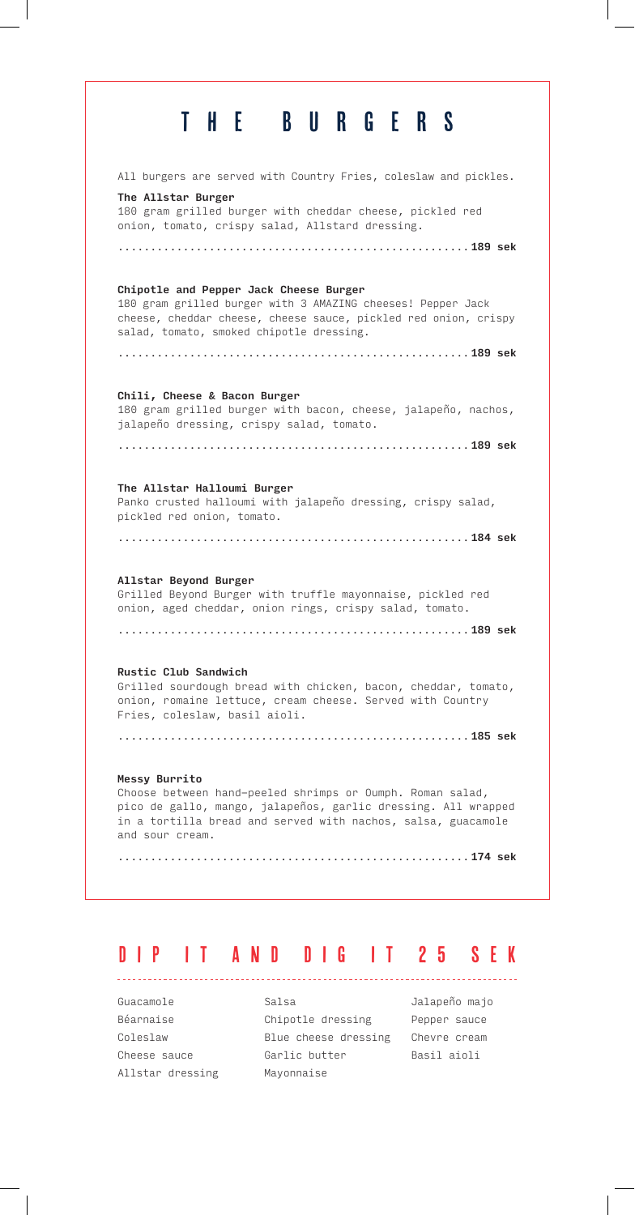# THE BURGERS

All burgers are served with Country Fries, coleslaw and pickles.

**The Allstar Burger**
180 gram grilled burger with cheddar cheese, pickled red onion, tomato, crispy salad, Allstard dressing.

...................................................... **189 sek**

**Chipotle and Pepper Jack Cheese Burger**
180 gram grilled burger with 3 AMAZING cheeses! Pepper Jack cheese, cheddar cheese, cheese sauce, pickled red onion, crispy salad, tomato, smoked chipotle dressing.

...................................................... **189 sek**

**Chili, Cheese & Bacon Burger**
180 gram grilled burger with bacon, cheese, jalapeño, nachos, jalapeño dressing, crispy salad, tomato.

...................................................... **189 sek**

**The Allstar Halloumi Burger**
Panko crusted halloumi with jalapeño dressing, crispy salad, pickled red onion, tomato.

...................................................... **184 sek**

**Allstar Beyond Burger**
Grilled Beyond Burger with truffle mayonnaise, pickled red onion, aged cheddar, onion rings, crispy salad, tomato.

...................................................... **189 sek**

**Rustic Club Sandwich**
Grilled sourdough bread with chicken, bacon, cheddar, tomato, onion, romaine lettuce, cream cheese. Served with Country Fries, coleslaw, basil aioli.

...................................................... **185 sek**

**Messy Burrito**
Choose between hand-peeled shrimps or Oumph. Roman salad, pico de gallo, mango, jalapeños, garlic dressing. All wrapped in a tortilla bread and served with nachos, salsa, guacamole and sour cream.

...................................................... **174 sek**

## DIP IT AND DIG IT 25 SEK

- Guacamole
- Béarnaise
- Coleslaw
- Cheese sauce
- Allstar dressing
- Salsa
- Chipotle dressing
- Blue cheese dressing
- Garlic butter
- Mayonnaise
- Jalapeño majo
- Pepper sauce
- Chevre cream
- Basil aioli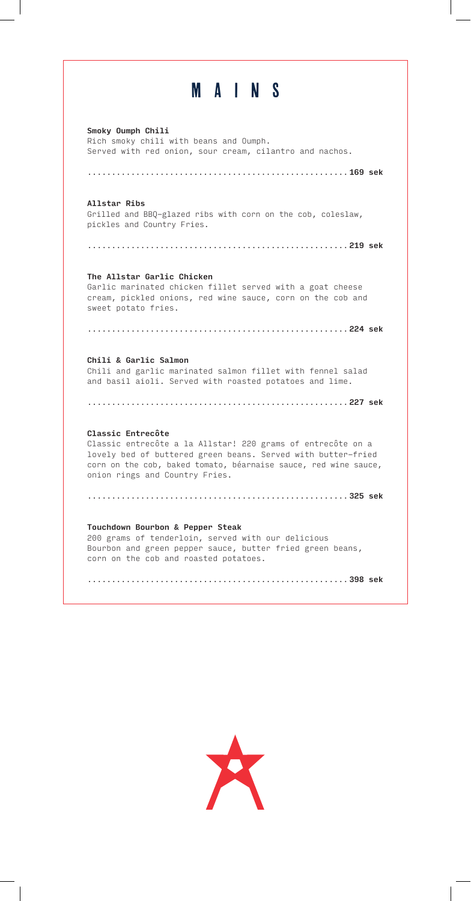# MAINS

**Smoky Oumph Chili**
Rich smoky chili with beans and Oumph.
Served with red onion, sour cream, cilantro and nachos.

...................................................... **169 sek**

**Allstar Ribs**
Grilled and BBQ-glazed ribs with corn on the cob, coleslaw, pickles and Country Fries.

...................................................... **219 sek**

**The Allstar Garlic Chicken**
Garlic marinated chicken fillet served with a goat cheese cream, pickled onions, red wine sauce, corn on the cob and sweet potato fries.

...................................................... **224 sek**

**Chili & Garlic Salmon**
Chili and garlic marinated salmon fillet with fennel salad and basil aioli. Served with roasted potatoes and lime.

...................................................... **227 sek**

**Classic Entrecôte**
Classic entrecôte a la Allstar! 220 grams of entrecôte on a lovely bed of buttered green beans. Served with butter-fried corn on the cob, baked tomato, béarnaise sauce, red wine sauce, onion rings and Country Fries.

...................................................... **325 sek**

**Touchdown Bourbon & Pepper Steak**
200 grams of tenderloin, served with our delicious Bourbon and green pepper sauce, butter fried green beans, corn on the cob and roasted potatoes.

...................................................... **398 sek**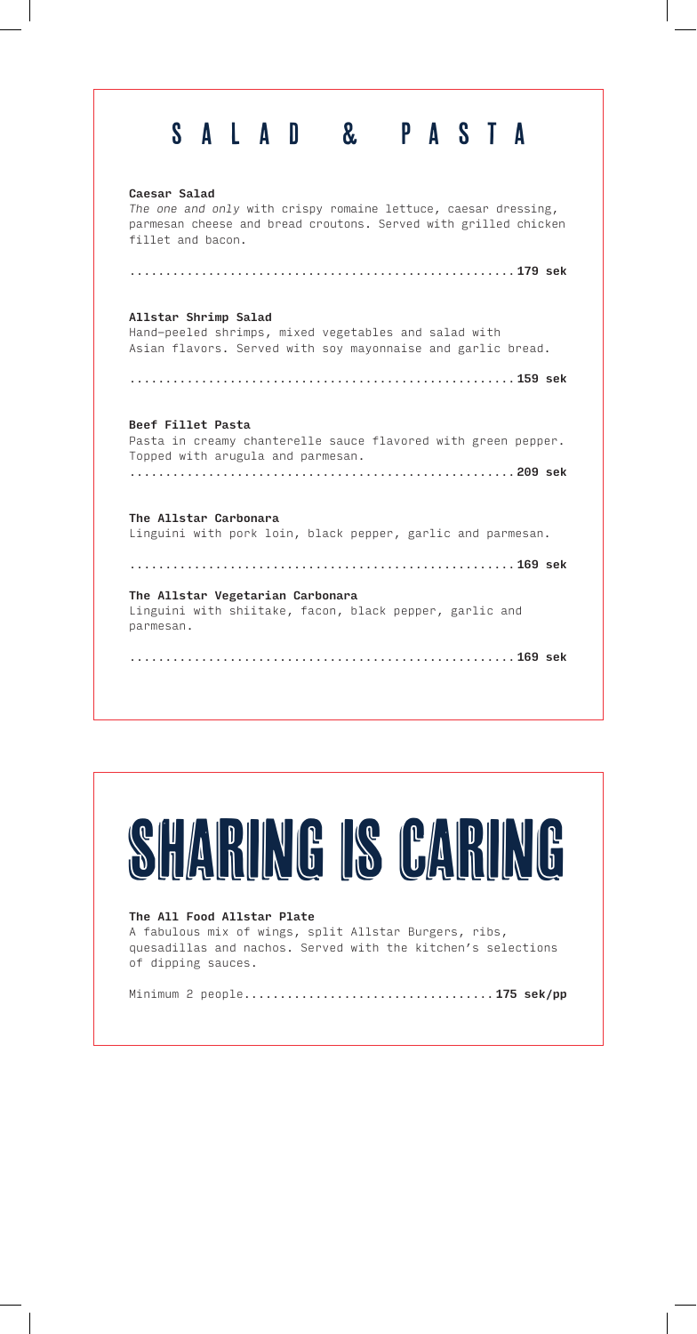# SALAD & PASTA

**Caesar Salad**
*The one and only* with crispy romaine lettuce, caesar dressing, parmesan cheese and bread croutons. Served with grilled chicken fillet and bacon.

......................................................**179 sek**

**Allstar Shrimp Salad**
Hand-peeled shrimps, mixed vegetables and salad with Asian flavors. Served with soy mayonnaise and garlic bread.

......................................................**159 sek**

**Beef Fillet Pasta**
Pasta in creamy chanterelle sauce flavored with green pepper. Topped with arugula and parmesan.
......................................................**209 sek**

**The Allstar Carbonara**
Linguini with pork loin, black pepper, garlic and parmesan.

......................................................**169 sek**

**The Allstar Vegetarian Carbonara**
Linguini with shiitake, facon, black pepper, garlic and parmesan.

......................................................**169 sek**

# SHARING IS CARING

**The All Food Allstar Plate**
A fabulous mix of wings, split Allstar Burgers, ribs, quesadillas and nachos. Served with the kitchen's selections of dipping sauces.

Minimum 2 people...................................**175 sek/pp**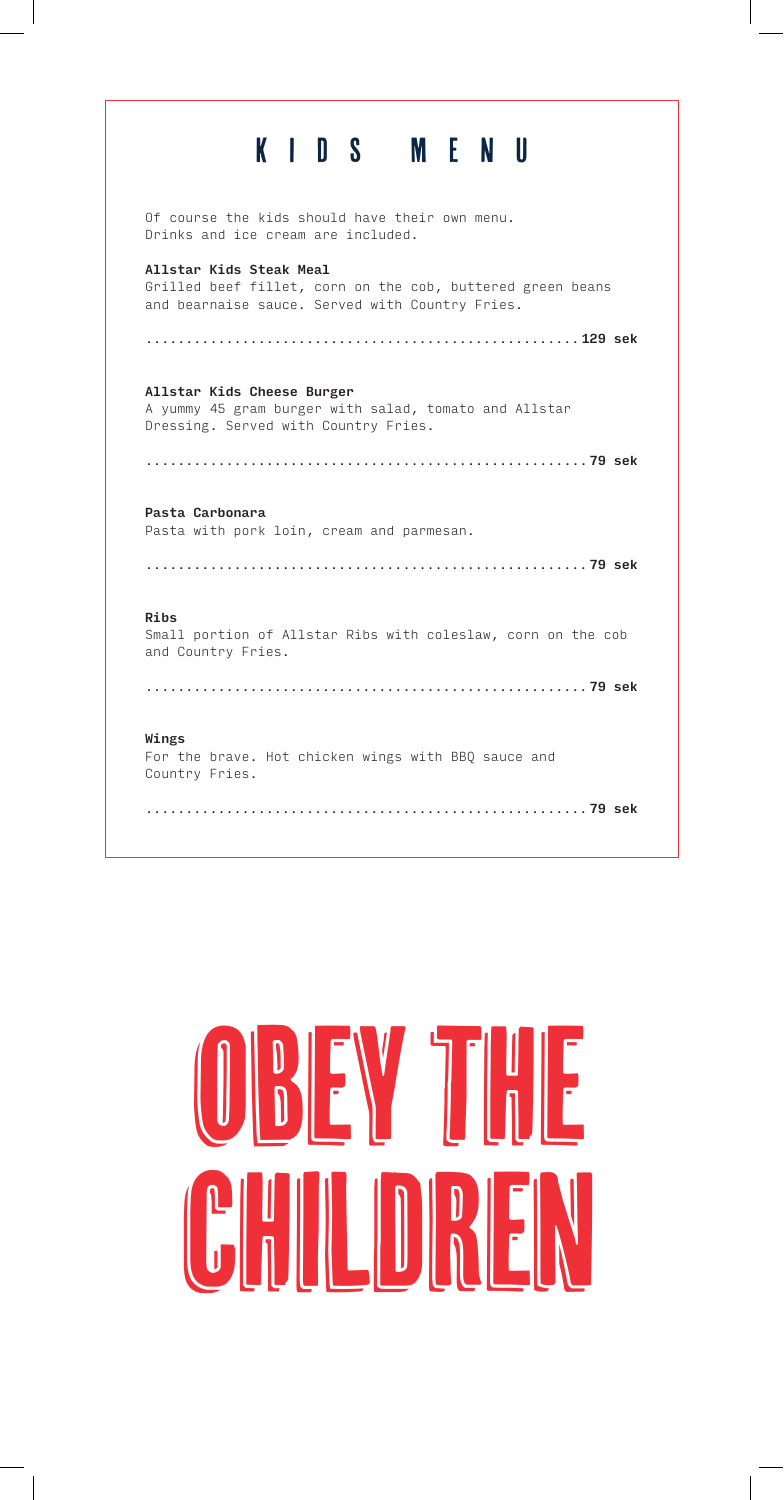# KIDS MENU

Of course the kids should have their own menu.
Drinks and ice cream are included.

**Allstar Kids Steak Meal**
Grilled beef fillet, corn on the cob, buttered green beans and bearnaise sauce. Served with Country Fries.

......................................................**129 sek**

**Allstar Kids Cheese Burger**
A yummy 45 gram burger with salad, tomato and Allstar Dressing. Served with Country Fries.

......................................................**79 sek**

**Pasta Carbonara**
Pasta with pork loin, cream and parmesan.

......................................................**79 sek**

**Ribs**
Small portion of Allstar Ribs with coleslaw, corn on the cob and Country Fries.

......................................................**79 sek**

**Wings**
For the brave. Hot chicken wings with BBQ sauce and Country Fries.

......................................................**79 sek**

# OBEY THE CHILDREN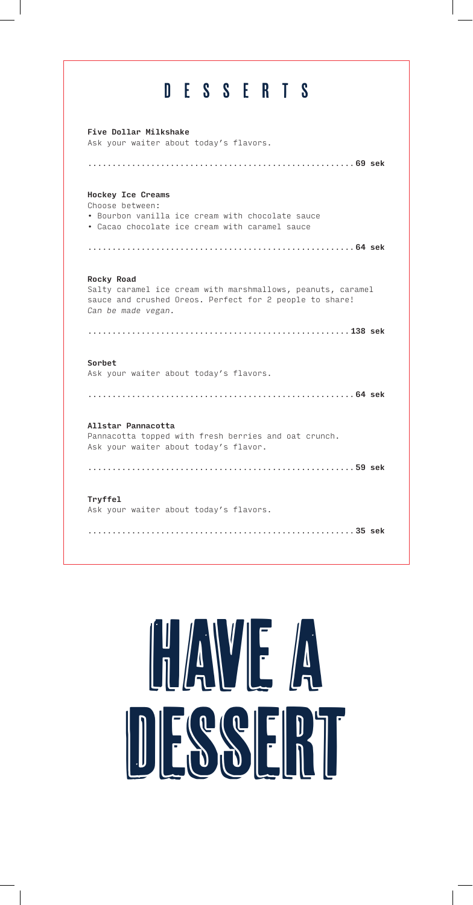# DESSERTS

**Five Dollar Milkshake**
Ask your waiter about today's flavors.

........................................................**69 sek**

**Hockey Ice Creams**
Choose between:
- Bourbon vanilla ice cream with chocolate sauce
- Cacao chocolate ice cream with caramel sauce

........................................................**64 sek**

**Rocky Road**
Salty caramel ice cream with marshmallows, peanuts, caramel sauce and crushed Oreos. Perfect for 2 people to share!
*Can be made vegan.*

........................................................**138 sek**

**Sorbet**
Ask your waiter about today's flavors.

........................................................**64 sek**

**Allstar Pannacotta**
Pannacotta topped with fresh berries and oat crunch.
Ask your waiter about today's flavor.

........................................................**59 sek**

**Tryffel**
Ask your waiter about today's flavors.

........................................................**35 sek**

# HAVE A DESSERT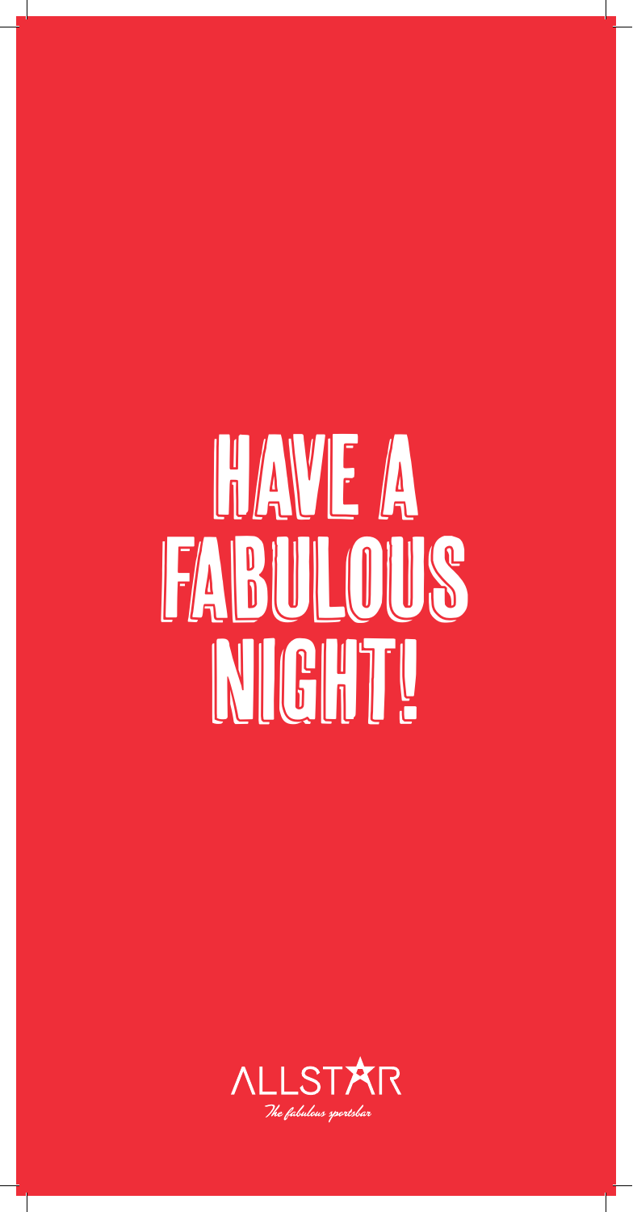# HAVE A FABULOUS NIGHT!

ALLSTAR

*The fabulous sportsbar*